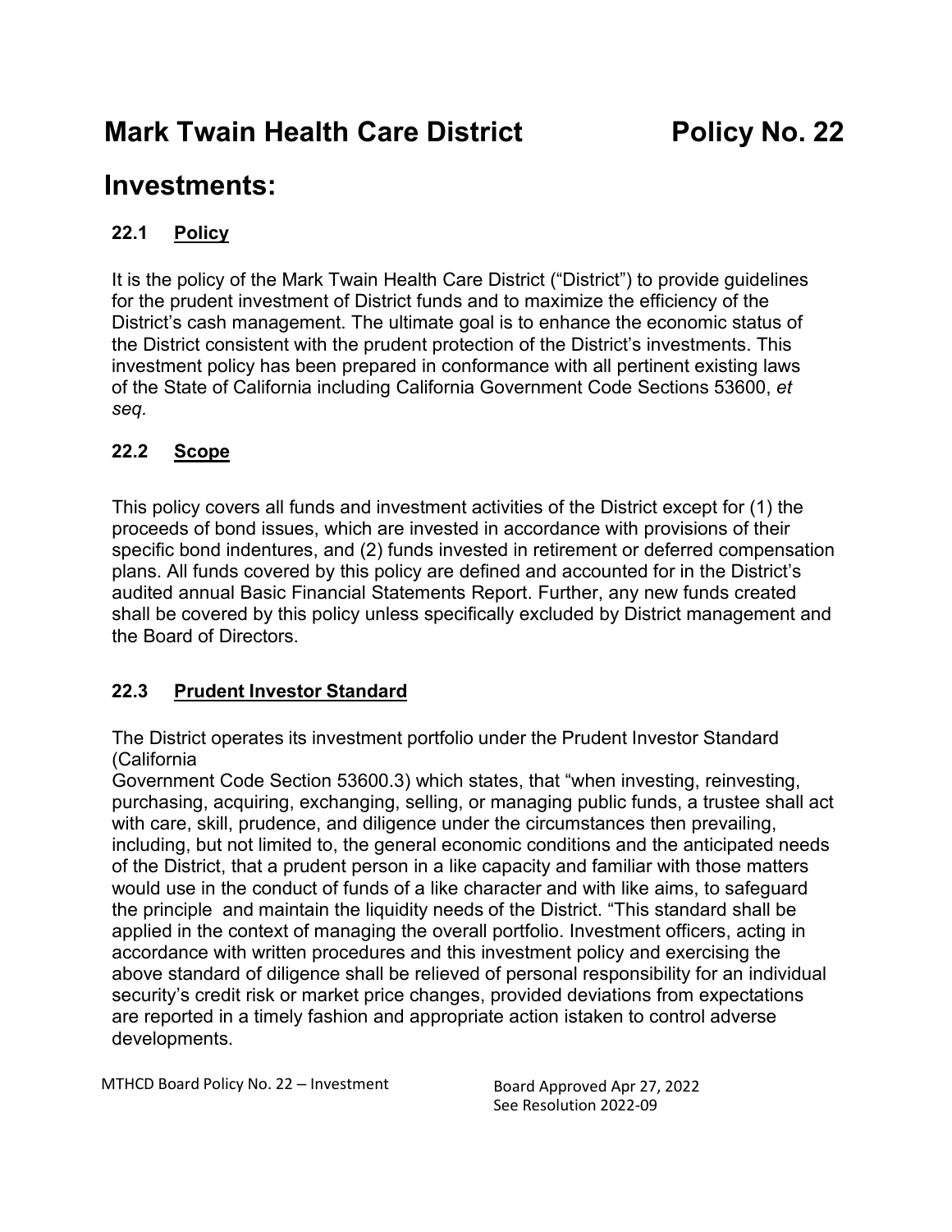# Mark Twain Health Care District Policy No. 22

# Investments:

## 22.1 Policy

It is the policy of the Mark Twain Health Care District ("District") to provide guidelines for the prudent investment of District funds and to maximize the efficiency of the District's cash management. The ultimate goal is to enhance the economic status of the District consistent with the prudent protection of the District's investments. This investment policy has been prepared in conformance with all pertinent existing laws of the State of California including California Government Code Sections 53600, *et seq.*

## 22.2 Scope

This policy covers all funds and investment activities of the District except for (1) the proceeds of bond issues, which are invested in accordance with provisions of their specific bond indentures, and (2) funds invested in retirement or deferred compensation plans. All funds covered by this policy are defined and accounted for in the District's audited annual Basic Financial Statements Report. Further, any new funds created shall be covered by this policy unless specifically excluded by District management and the Board of Directors.

## 22.3 Prudent Investor Standard

The District operates its investment portfolio under the Prudent Investor Standard (California Government Code Section 53600.3) which states, that "when investing, reinvesting, purchasing, acquiring, exchanging, selling, or managing public funds, a trustee shall act with care, skill, prudence, and diligence under the circumstances then prevailing, including, but not limited to, the general economic conditions and the anticipated needs of the District, that a prudent person in a like capacity and familiar with those matters would use in the conduct of funds of a like character and with like aims, to safeguard the principle and maintain the liquidity needs of the District. "This standard shall be applied in the context of managing the overall portfolio. Investment officers, acting in accordance with written procedures and this investment policy and exercising the above standard of diligence shall be relieved of personal responsibility for an individual security's credit risk or market price changes, provided deviations from expectations are reported in a timely fashion and appropriate action istaken to control adverse developments.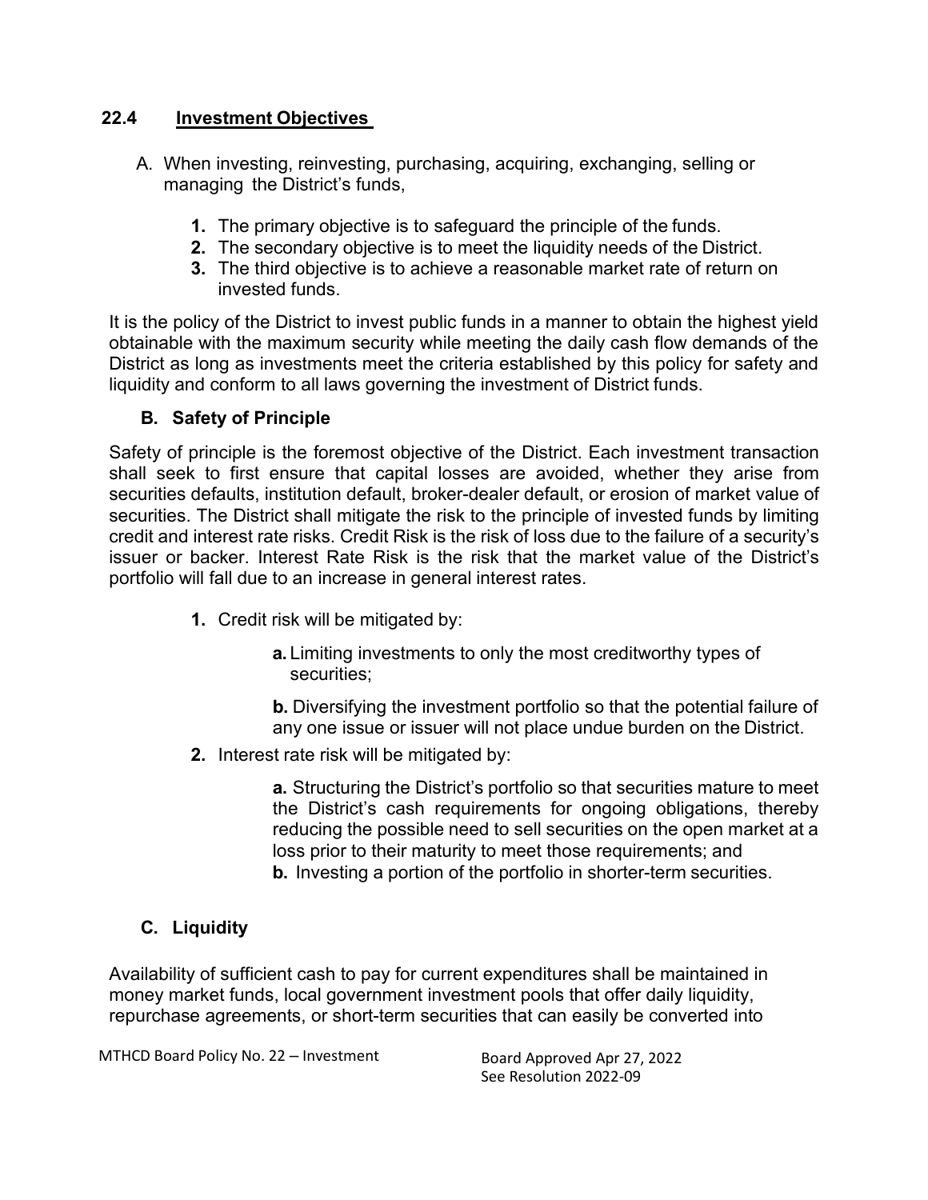## 22.4 Investment Objectives

A. When investing, reinvesting, purchasing, acquiring, exchanging, selling or managing the District's funds,

1. The primary objective is to safeguard the principle of the funds.
2. The secondary objective is to meet the liquidity needs of the District.
3. The third objective is to achieve a reasonable market rate of return on invested funds.

It is the policy of the District to invest public funds in a manner to obtain the highest yield obtainable with the maximum security while meeting the daily cash flow demands of the District as long as investments meet the criteria established by this policy for safety and liquidity and conform to all laws governing the investment of District funds.

### B. Safety of Principle

Safety of principle is the foremost objective of the District. Each investment transaction shall seek to first ensure that capital losses are avoided, whether they arise from securities defaults, institution default, broker-dealer default, or erosion of market value of securities. The District shall mitigate the risk to the principle of invested funds by limiting credit and interest rate risks. Credit Risk is the risk of loss due to the failure of a security's issuer or backer. Interest Rate Risk is the risk that the market value of the District's portfolio will fall due to an increase in general interest rates.

1. Credit risk will be mitigated by:

    **a.** Limiting investments to only the most creditworthy types of securities;

    **b.** Diversifying the investment portfolio so that the potential failure of any one issue or issuer will not place undue burden on the District.

2. Interest rate risk will be mitigated by:

    **a.** Structuring the District's portfolio so that securities mature to meet the District's cash requirements for ongoing obligations, thereby reducing the possible need to sell securities on the open market at a loss prior to their maturity to meet those requirements; and

    **b.** Investing a portion of the portfolio in shorter-term securities.

### C. Liquidity

Availability of sufficient cash to pay for current expenditures shall be maintained in money market funds, local government investment pools that offer daily liquidity, repurchase agreements, or short-term securities that can easily be converted into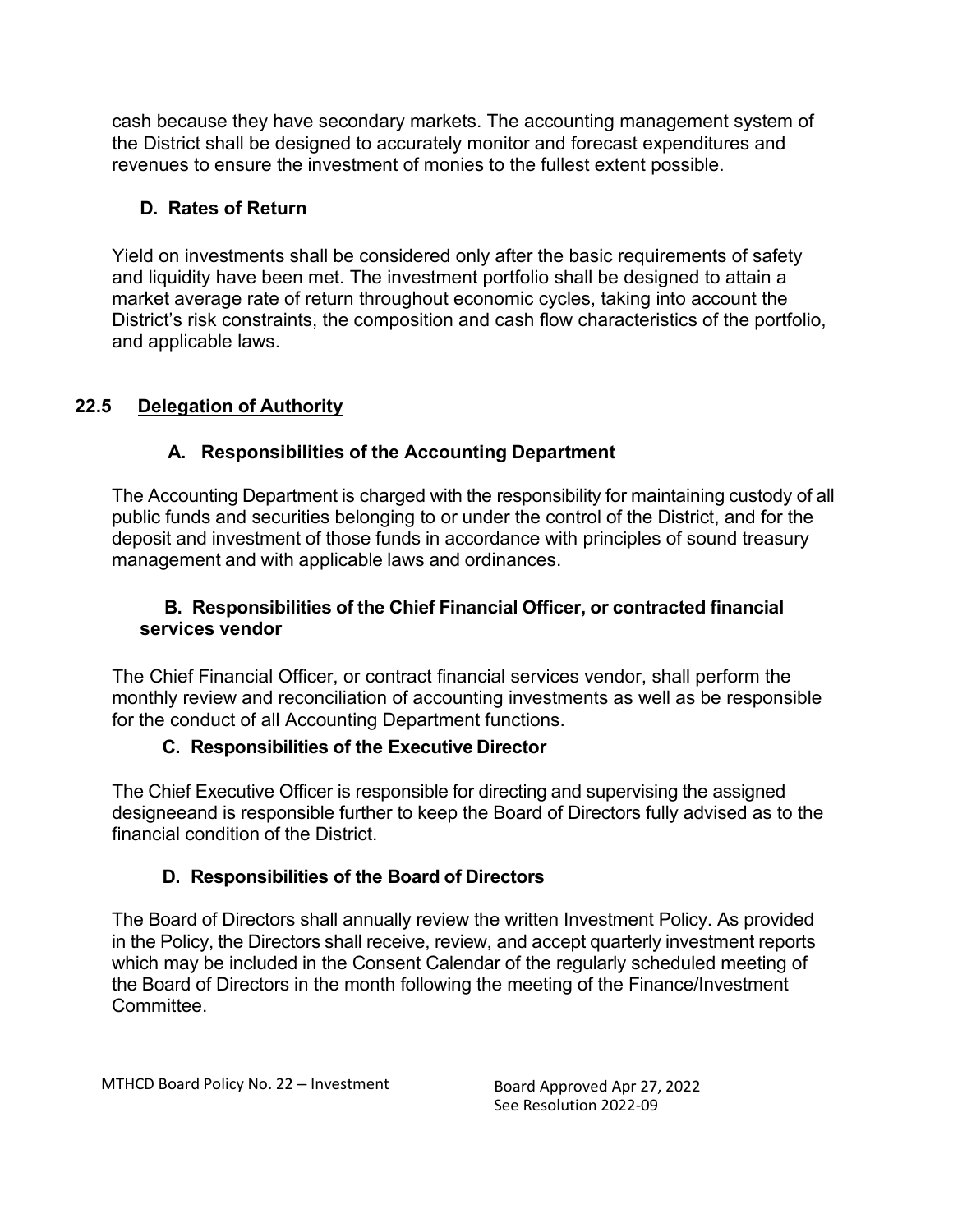cash because they have secondary markets. The accounting management system of the District shall be designed to accurately monitor and forecast expenditures and revenues to ensure the investment of monies to the fullest extent possible.

### D. Rates of Return

Yield on investments shall be considered only after the basic requirements of safety and liquidity have been met. The investment portfolio shall be designed to attain a market average rate of return throughout economic cycles, taking into account the District's risk constraints, the composition and cash flow characteristics of the portfolio, and applicable laws.

## 22.5 Delegation of Authority

### A. Responsibilities of the Accounting Department

The Accounting Department is charged with the responsibility for maintaining custody of all public funds and securities belonging to or under the control of the District, and for the deposit and investment of those funds in accordance with principles of sound treasury management and with applicable laws and ordinances.

### B. Responsibilities of the Chief Financial Officer, or contracted financial services vendor

The Chief Financial Officer, or contract financial services vendor, shall perform the monthly review and reconciliation of accounting investments as well as be responsible for the conduct of all Accounting Department functions.

### C. Responsibilities of the Executive Director

The Chief Executive Officer is responsible for directing and supervising the assigned designeeand is responsible further to keep the Board of Directors fully advised as to the financial condition of the District.

### D. Responsibilities of the Board of Directors

The Board of Directors shall annually review the written Investment Policy. As provided in the Policy, the Directors shall receive, review, and accept quarterly investment reports which may be included in the Consent Calendar of the regularly scheduled meeting of the Board of Directors in the month following the meeting of the Finance/Investment Committee.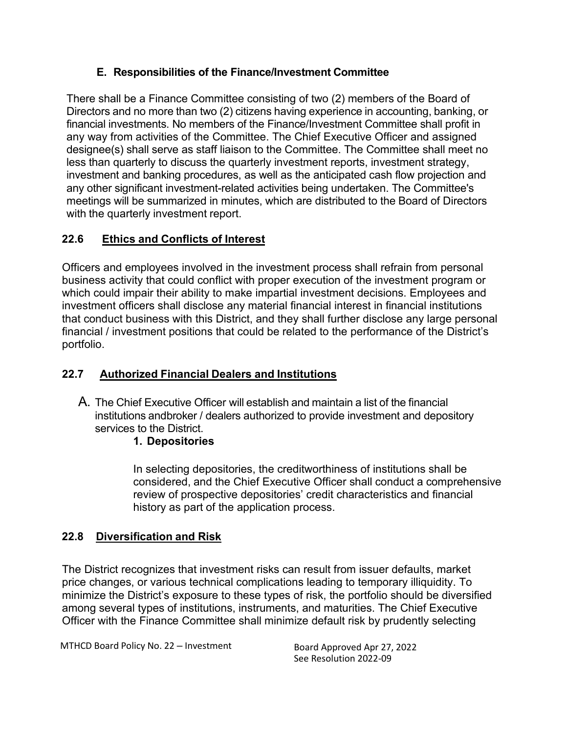### E. Responsibilities of the Finance/Investment Committee

There shall be a Finance Committee consisting of two (2) members of the Board of Directors and no more than two (2) citizens having experience in accounting, banking, or financial investments. No members of the Finance/Investment Committee shall profit in any way from activities of the Committee. The Chief Executive Officer and assigned designee(s) shall serve as staff liaison to the Committee. The Committee shall meet no less than quarterly to discuss the quarterly investment reports, investment strategy, investment and banking procedures, as well as the anticipated cash flow projection and any other significant investment-related activities being undertaken. The Committee's meetings will be summarized in minutes, which are distributed to the Board of Directors with the quarterly investment report.

## 22.6 Ethics and Conflicts of Interest

Officers and employees involved in the investment process shall refrain from personal business activity that could conflict with proper execution of the investment program or which could impair their ability to make impartial investment decisions. Employees and investment officers shall disclose any material financial interest in financial institutions that conduct business with this District, and they shall further disclose any large personal financial / investment positions that could be related to the performance of the District's portfolio.

## 22.7 Authorized Financial Dealers and Institutions

A. The Chief Executive Officer will establish and maintain a list of the financial institutions andbroker / dealers authorized to provide investment and depository services to the District.

**1. Depositories**

In selecting depositories, the creditworthiness of institutions shall be considered, and the Chief Executive Officer shall conduct a comprehensive review of prospective depositories' credit characteristics and financial history as part of the application process.

## 22.8 Diversification and Risk

The District recognizes that investment risks can result from issuer defaults, market price changes, or various technical complications leading to temporary illiquidity. To minimize the District's exposure to these types of risk, the portfolio should be diversified among several types of institutions, instruments, and maturities. The Chief Executive Officer with the Finance Committee shall minimize default risk by prudently selecting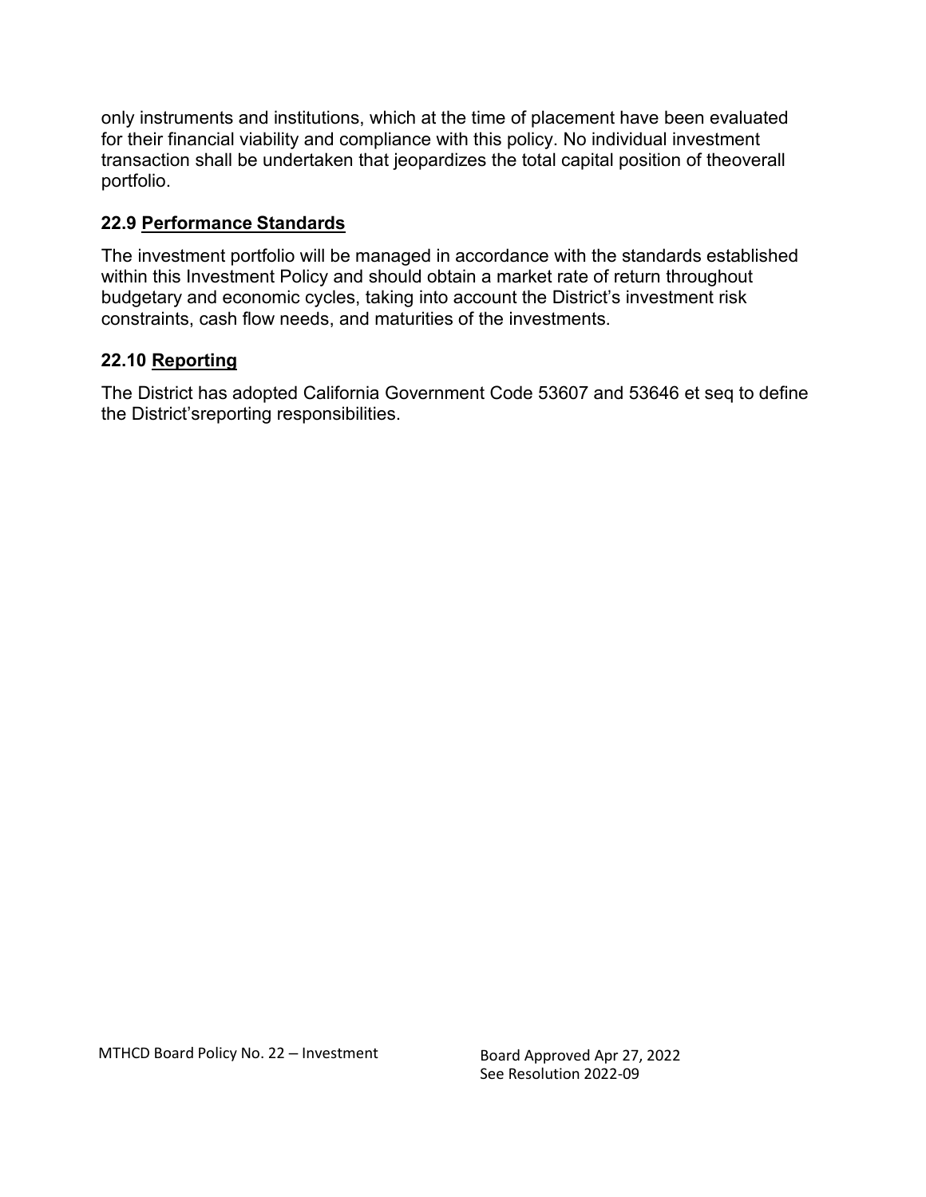only instruments and institutions, which at the time of placement have been evaluated for their financial viability and compliance with this policy. No individual investment transaction shall be undertaken that jeopardizes the total capital position of theoverall portfolio.

### 22.9 <u>Performance Standards</u>

The investment portfolio will be managed in accordance with the standards established within this Investment Policy and should obtain a market rate of return throughout budgetary and economic cycles, taking into account the District's investment risk constraints, cash flow needs, and maturities of the investments.

### 22.10 <u>Reporting</u>

The District has adopted California Government Code 53607 and 53646 et seq to define the District'sreporting responsibilities.